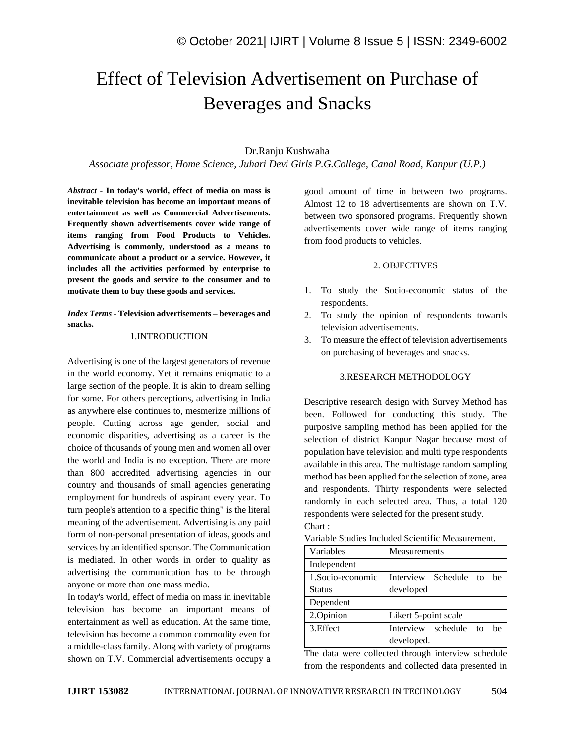# Effect of Television Advertisement on Purchase of Beverages and Snacks

Dr.Ranju Kushwaha

*Associate professor, Home Science, Juhari Devi Girls P.G.College, Canal Road, Kanpur (U.P.)*

***Abstract* - In today's world, effect of media on mass is inevitable television has become an important means of entertainment as well as Commercial Advertisements. Frequently shown advertisements cover wide range of items ranging from Food Products to Vehicles. Advertising is commonly, understood as a means to communicate about a product or a service. However, it includes all the activities performed by enterprise to present the goods and service to the consumer and to motivate them to buy these goods and services.**

***Index Terms* - Television advertisements – beverages and snacks.**

## 1.INTRODUCTION

Advertising is one of the largest generators of revenue in the world economy. Yet it remains eniqmatic to a large section of the people. It is akin to dream selling for some. For others perceptions, advertising in India as anywhere else continues to, mesmerize millions of people. Cutting across age gender, social and economic disparities, advertising as a career is the choice of thousands of young men and women all over the world and India is no exception. There are more than 800 accredited advertising agencies in our country and thousands of small agencies generating employment for hundreds of aspirant every year. To turn people's attention to a specific thing" is the literal meaning of the advertisement. Advertising is any paid form of non-personal presentation of ideas, goods and services by an identified sponsor. The Communication is mediated. In other words in order to quality as advertising the communication has to be through anyone or more than one mass media.

In today's world, effect of media on mass in inevitable television has become an important means of entertainment as well as education. At the same time, television has become a common commodity even for a middle-class family. Along with variety of programs shown on T.V. Commercial advertisements occupy a good amount of time in between two programs. Almost 12 to 18 advertisements are shown on T.V. between two sponsored programs. Frequently shown advertisements cover wide range of items ranging from food products to vehicles.

## 2. OBJECTIVES

1. To study the Socio-economic status of the respondents.
2. To study the opinion of respondents towards television advertisements.
3. To measure the effect of television advertisements on purchasing of beverages and snacks.

## 3.RESEARCH METHODOLOGY

Descriptive research design with Survey Method has been. Followed for conducting this study. The purposive sampling method has been applied for the selection of district Kanpur Nagar because most of population have television and multi type respondents available in this area. The multistage random sampling method has been applied for the selection of zone, area and respondents. Thirty respondents were selected randomly in each selected area. Thus, a total 120 respondents were selected for the present study.

Chart :

Variable Studies Included Scientific Measurement.

| Variables | Measurements |
|---|---|
| Independent | |
| 1.Socio-economic Status | Interview Schedule to be developed |
| Dependent | |
| 2.Opinion | Likert 5-point scale |
| 3.Effect | Interview schedule to be developed. |

The data were collected through interview schedule from the respondents and collected data presented in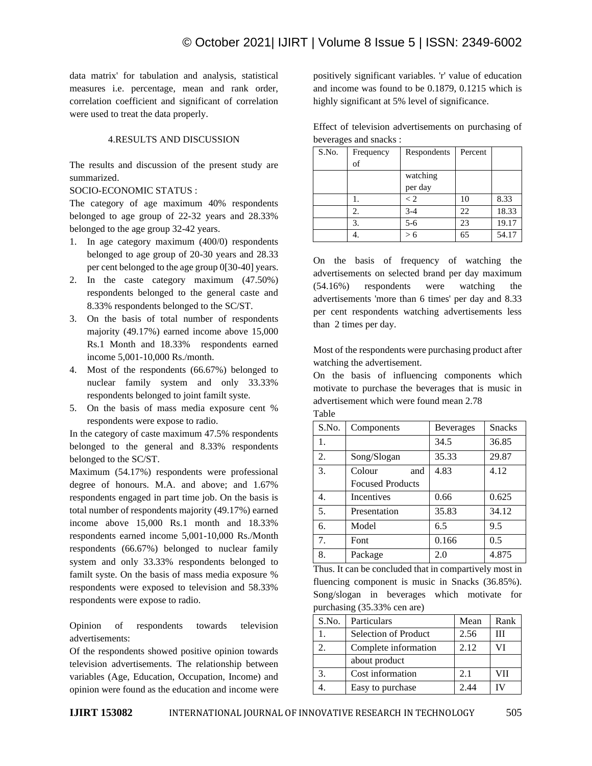data matrix' for tabulation and analysis, statistical measures i.e. percentage, mean and rank order, correlation coefficient and significant of correlation were used to treat the data properly.

## 4.RESULTS AND DISCUSSION

The results and discussion of the present study are summarized.

SOCIO-ECONOMIC STATUS :

The category of age maximum 40% respondents belonged to age group of 22-32 years and 28.33% belonged to the age group 32-42 years.

1. In age category maximum (400/0) respondents belonged to age group of 20-30 years and 28.33 per cent belonged to the age group 0[30-40] years.
2. In the caste category maximum (47.50%) respondents belonged to the general caste and 8.33% respondents belonged to the SC/ST.
3. On the basis of total number of respondents majority (49.17%) earned income above 15,000 Rs.1 Month and 18.33% respondents earned income 5,001-10,000 Rs./month.
4. Most of the respondents (66.67%) belonged to nuclear family system and only 33.33% respondents belonged to joint familt syste.
5. On the basis of mass media exposure cent % respondents were expose to radio.

In the category of caste maximum 47.5% respondents belonged to the general and 8.33% respondents belonged to the SC/ST.

Maximum (54.17%) respondents were professional degree of honours. M.A. and above; and 1.67% respondents engaged in part time job. On the basis is total number of respondents majority (49.17%) earned income above 15,000 Rs.1 month and 18.33% respondents earned income 5,001-10,000 Rs./Month respondents (66.67%) belonged to nuclear family system and only 33.33% respondents belonged to familt syste. On the basis of mass media exposure % respondents were exposed to television and 58.33% respondents were expose to radio.

Opinion of respondents towards television advertisements:

Of the respondents showed positive opinion towards television advertisements. The relationship between variables (Age, Education, Occupation, Income) and opinion were found as the education and income were positively significant variables. 'r' value of education and income was found to be 0.1879, 0.1215 which is highly significant at 5% level of significance.

Effect of television advertisements on purchasing of beverages and snacks :

| S.No. | Frequency of | Respondents | Percent | |
|---|---|---|---|---|
| | | watching per day | | |
| | 1. | < 2 | 10 | 8.33 |
| | 2. | 3-4 | 22 | 18.33 |
| | 3. | 5-6 | 23 | 19.17 |
| | 4. | > 6 | 65 | 54.17 |

On the basis of frequency of watching the advertisements on selected brand per day maximum (54.16%) respondents were watching the advertisements 'more than 6 times' per day and 8.33 per cent respondents watching advertisements less than 2 times per day.

Most of the respondents were purchasing product after watching the advertisement.

On the basis of influencing components which motivate to purchase the beverages that is music in advertisement which were found mean 2.78

Table

| S.No. | Components | Beverages | Snacks |
|---|---|---|---|
| 1. | | 34.5 | 36.85 |
| 2. | Song/Slogan | 35.33 | 29.87 |
| 3. | Colour and Focused Products | 4.83 | 4.12 |
| 4. | Incentives | 0.66 | 0.625 |
| 5. | Presentation | 35.83 | 34.12 |
| 6. | Model | 6.5 | 9.5 |
| 7. | Font | 0.166 | 0.5 |
| 8. | Package | 2.0 | 4.875 |

Thus. It can be concluded that in compartively most in fluencing component is music in Snacks (36.85%). Song/slogan in beverages which motivate for purchasing (35.33% cen are)

| S.No. | Particulars | Mean | Rank |
|---|---|---|---|
| 1. | Selection of Product | 2.56 | III |
| 2. | Complete information about product | 2.12 | VI |
| 3. | Cost information | 2.1 | VII |
| 4. | Easy to purchase | 2.44 | IV |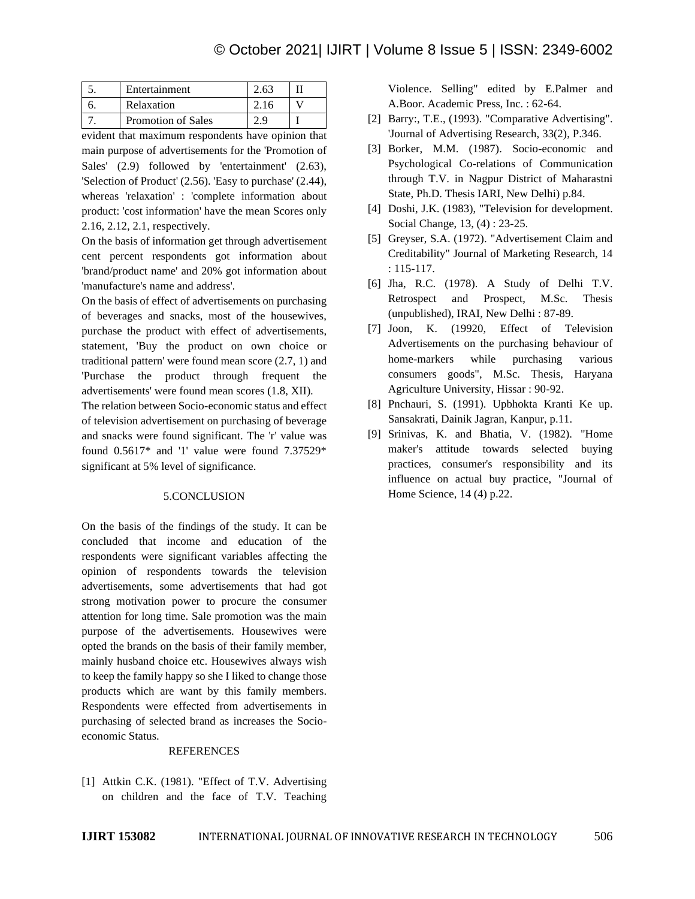| | | | |
|---|---|---|---|
| 5. | Entertainment | 2.63 | II |
| 6. | Relaxation | 2.16 | V |
| 7. | Promotion of Sales | 2.9 | I |

evident that maximum respondents have opinion that main purpose of advertisements for the 'Promotion of Sales' (2.9) followed by 'entertainment' (2.63), 'Selection of Product' (2.56). 'Easy to purchase' (2.44), whereas 'relaxation' : 'complete information about product: 'cost information' have the mean Scores only 2.16, 2.12, 2.1, respectively.

On the basis of information get through advertisement cent percent respondents got information about 'brand/product name' and 20% got information about 'manufacture's name and address'.

On the basis of effect of advertisements on purchasing of beverages and snacks, most of the housewives, purchase the product with effect of advertisements, statement, 'Buy the product on own choice or traditional pattern' were found mean score (2.7, 1) and 'Purchase the product through frequent the advertisements' were found mean scores (1.8, XII).

The relation between Socio-economic status and effect of television advertisement on purchasing of beverage and snacks were found significant. The 'r' value was found 0.5617* and '1' value were found 7.37529* significant at 5% level of significance.

## 5.CONCLUSION

On the basis of the findings of the study. It can be concluded that income and education of the respondents were significant variables affecting the opinion of respondents towards the television advertisements, some advertisements that had got strong motivation power to procure the consumer attention for long time. Sale promotion was the main purpose of the advertisements. Housewives were opted the brands on the basis of their family member, mainly husband choice etc. Housewives always wish to keep the family happy so she I liked to change those products which are want by this family members. Respondents were effected from advertisements in purchasing of selected brand as increases the Socio-economic Status.

## REFERENCES

[1] Attkin C.K. (1981). "Effect of T.V. Advertising on children and the face of T.V. Teaching Violence. Selling" edited by E.Palmer and A.Boor. Academic Press, Inc. : 62-64.

[2] Barry:, T.E., (1993). "Comparative Advertising". 'Journal of Advertising Research, 33(2), P.346.

[3] Borker, M.M. (1987). Socio-economic and Psychological Co-relations of Communication through T.V. in Nagpur District of Maharastni State, Ph.D. Thesis IARI, New Delhi) p.84.

[4] Doshi, J.K. (1983), "Television for development. Social Change, 13, (4) : 23-25.

[5] Greyser, S.A. (1972). "Advertisement Claim and Creditability" Journal of Marketing Research, 14 : 115-117.

[6] Jha, R.C. (1978). A Study of Delhi T.V. Retrospect and Prospect, M.Sc. Thesis (unpublished), IRAI, New Delhi : 87-89.

[7] Joon, K. (19920, Effect of Television Advertisements on the purchasing behaviour of home-markers while purchasing various consumers goods", M.Sc. Thesis, Haryana Agriculture University, Hissar : 90-92.

[8] Pnchauri, S. (1991). Upbhokta Kranti Ke up. Sansakrati, Dainik Jagran, Kanpur, p.11.

[9] Srinivas, K. and Bhatia, V. (1982). "Home maker's attitude towards selected buying practices, consumer's responsibility and its influence on actual buy practice, "Journal of Home Science, 14 (4) p.22.